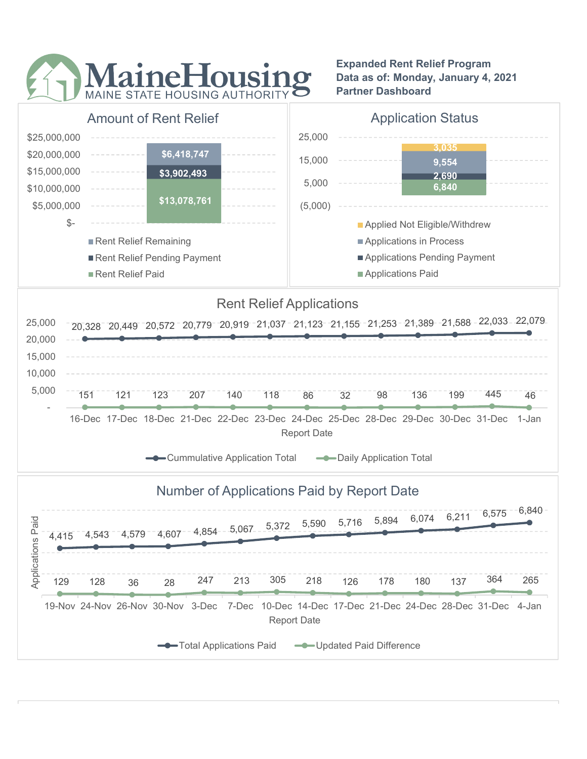MaineHousing
MAINE STATE HOUSING AUTHORITY

**Expanded Rent Relief Program**
**Data as of: Monday, January 4, 2021**
**Partner Dashboard**

## Amount of Rent Relief

| Category | Amount |
| --- | --- |
| Rent Relief Remaining | $6,418,747 |
| Rent Relief Pending Payment | $3,902,493 |
| Rent Relief Paid | $13,078,761 |

## Application Status

| Category | Count |
| --- | --- |
| Applied Not Eligible/Withdrew | 3,035 |
| Applications in Process | 9,554 |
| Applications Pending Payment | 2,690 |
| Applications Paid | 6,840 |

## Rent Relief Applications

| Report Date | Cummulative Application Total | Daily Application Total |
| --- | --- | --- |
| 16-Dec | 20,328 | 151 |
| 17-Dec | 20,449 | 121 |
| 18-Dec | 20,572 | 123 |
| 21-Dec | 20,779 | 207 |
| 22-Dec | 20,919 | 140 |
| 23-Dec | 21,037 | 118 |
| 24-Dec | 21,123 | 86 |
| 25-Dec | 21,155 | 32 |
| 28-Dec | 21,253 | 98 |
| 29-Dec | 21,389 | 136 |
| 30-Dec | 21,588 | 199 |
| 31-Dec | 22,033 | 445 |
| 1-Jan | 22,079 | 46 |

## Number of Applications Paid by Report Date

| Report Date | Total Applications Paid | Updated Paid Difference |
| --- | --- | --- |
| 19-Nov | 4,415 | 129 |
| 24-Nov | 4,543 | 128 |
| 26-Nov | 4,579 | 36 |
| 30-Nov | 4,607 | 28 |
| 3-Dec | 4,854 | 247 |
| 7-Dec | 5,067 | 213 |
| 10-Dec | 5,372 | 305 |
| 14-Dec | 5,590 | 218 |
| 17-Dec | 5,716 | 126 |
| 21-Dec | 5,894 | 178 |
| 24-Dec | 6,074 | 180 |
| 28-Dec | 6,211 | 137 |
| 31-Dec | 6,575 | 364 |
| 4-Jan | 6,840 | 265 |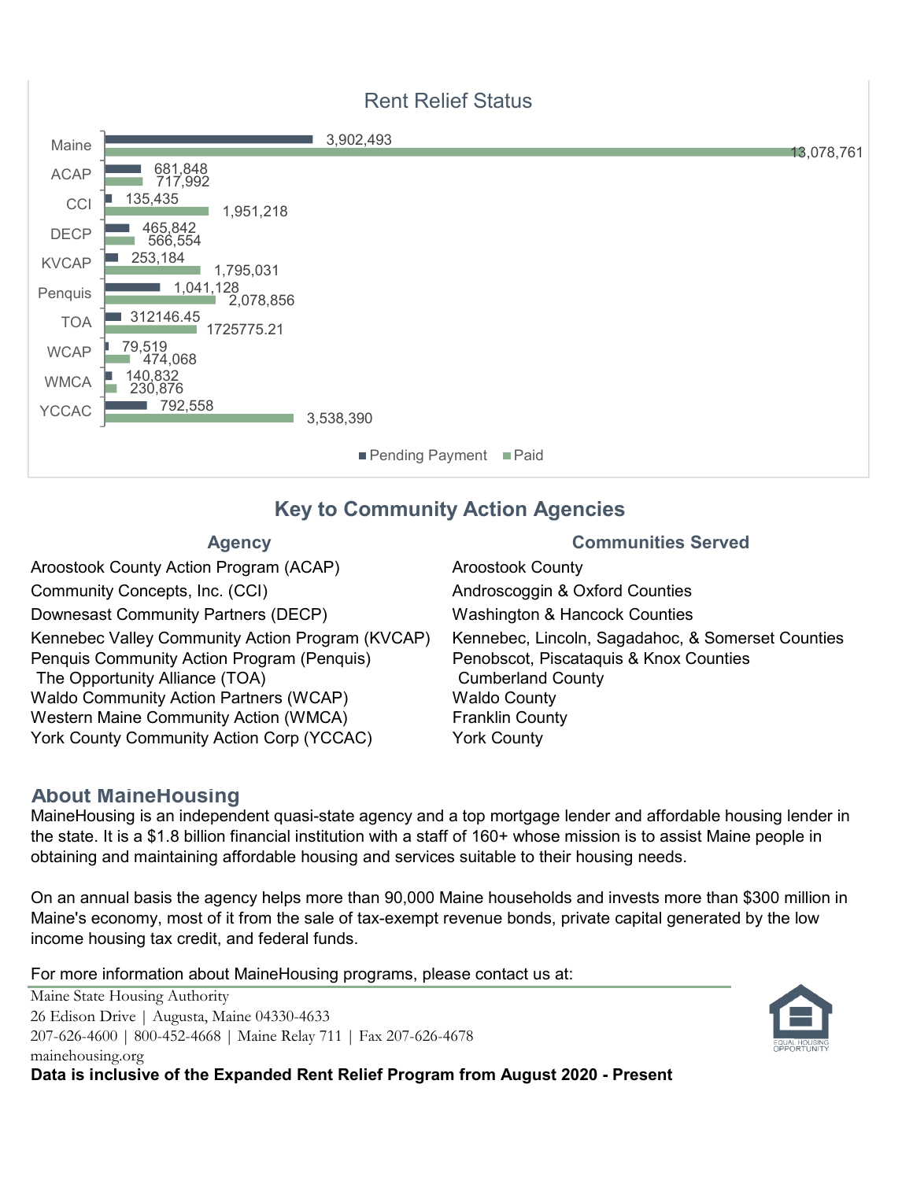Rent Relief Status

Maine
3,902,493
13,078,761

ACAP
681,848
717,992

CCI
135,435
1,951,218

DECP
465,842
566,554

KVCAP
253,184
1,795,031

Penquis
1,041,128
2,078,856

TOA
312146.45
1725775.21

WCAP
79,519
474,068

WMCA
140,832
230,876

YCCAC
792,558
3,538,390

Pending Payment
Paid

## Key to Community Action Agencies

| Agency | Communities Served |
| --- | --- |
| Aroostook County Action Program (ACAP) | Aroostook County |
| Community Concepts, Inc. (CCI) | Androscoggin & Oxford Counties |
| Downesast Community Partners (DECP) | Washington & Hancock Counties |
| Kennebec Valley Community Action Program (KVCAP) | Kennebec, Lincoln, Sagadahoc, & Somerset Counties |
| Penquis Community Action Program (Penquis) | Penobscot, Piscataquis & Knox Counties |
| The Opportunity Alliance (TOA) | Cumberland County |
| Waldo Community Action Partners (WCAP) | Waldo County |
| Western Maine Community Action (WMCA) | Franklin County |
| York County Community Action Corp (YCCAC) | York County |

## About MaineHousing

MaineHousing is an independent quasi-state agency and a top mortgage lender and affordable housing lender in the state. It is a $1.8 billion financial institution with a staff of 160+ whose mission is to assist Maine people in obtaining and maintaining affordable housing and services suitable to their housing needs.

On an annual basis the agency helps more than 90,000 Maine households and invests more than $300 million in Maine's economy, most of it from the sale of tax-exempt revenue bonds, private capital generated by the low income housing tax credit, and federal funds.

For more information about MaineHousing programs, please contact us at:

Maine State Housing Authority
26 Edison Drive | Augusta, Maine 04330-4633
207-626-4600 | 800-452-4668 | Maine Relay 711 | Fax 207-626-4678
mainehousing.org

EQUAL HOUSING OPPORTUNITY

**Data is inclusive of the Expanded Rent Relief Program from August 2020 - Present**